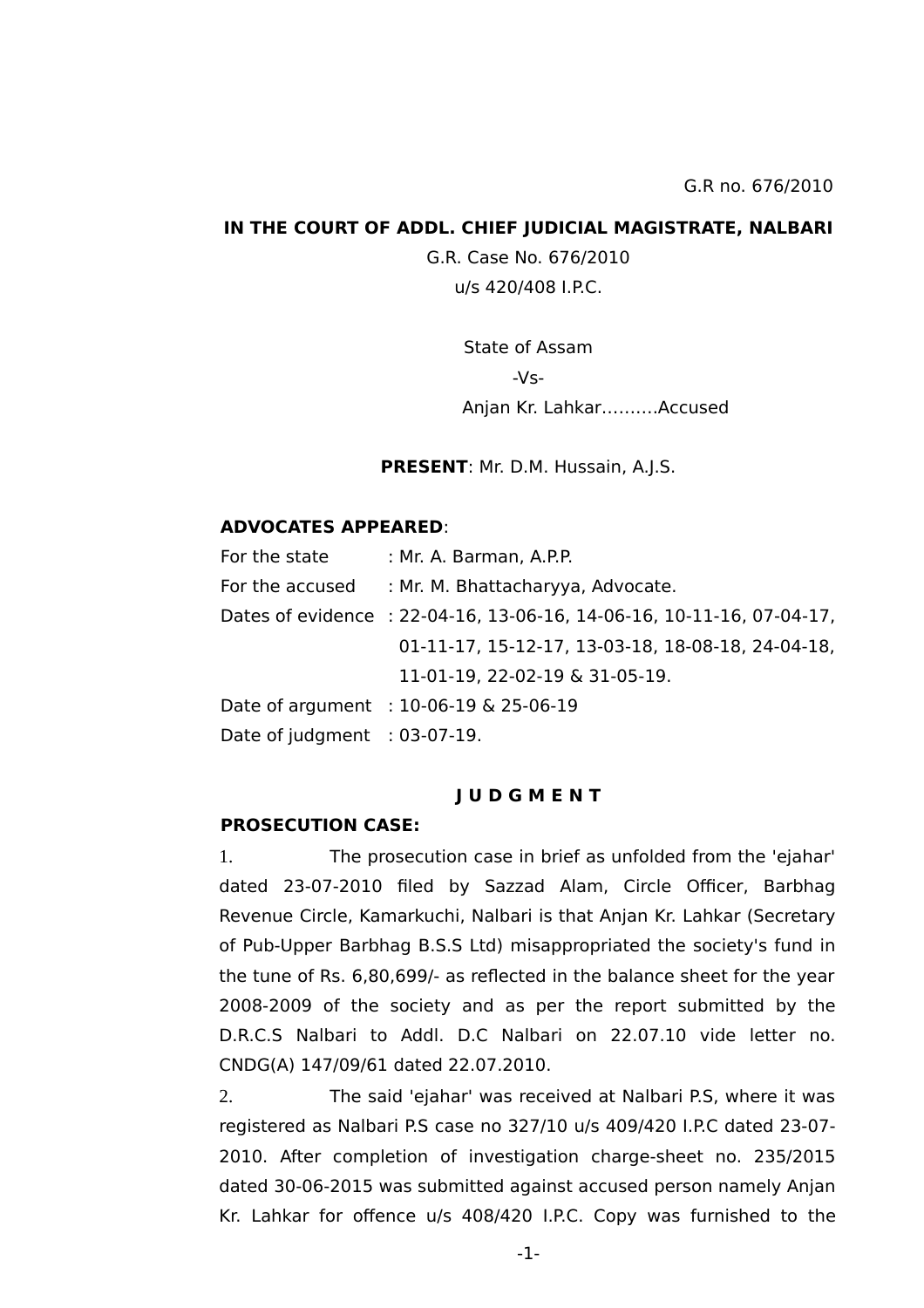G.R no. 676/2010

**IN THE COURT OF ADDL. CHIEF JUDICIAL MAGISTRATE, NALBARI**

G.R. Case No. 676/2010
u/s 420/408 I.P.C.

State of Assam
-Vs-
Anjan Kr. Lahkar……….Accused

**PRESENT**: Mr. D.M. Hussain, A.J.S.

**ADVOCATES APPEARED**:

| | |
|---|---|
| For the state | : Mr. A. Barman, A.P.P. |
| For the accused | : Mr. M. Bhattacharyya, Advocate. |
| Dates of evidence | : 22-04-16, 13-06-16, 14-06-16, 10-11-16, 07-04-17, 01-11-17, 15-12-17, 13-03-18, 18-08-18, 24-04-18, 11-01-19, 22-02-19 & 31-05-19. |
| Date of argument | : 10-06-19 & 25-06-19 |
| Date of judgment | : 03-07-19. |

## J U D G M E N T

**PROSECUTION CASE:**

1. The prosecution case in brief as unfolded from the 'ejahar' dated 23-07-2010 filed by Sazzad Alam, Circle Officer, Barbhag Revenue Circle, Kamarkuchi, Nalbari is that Anjan Kr. Lahkar (Secretary of Pub-Upper Barbhag B.S.S Ltd) misappropriated the society's fund in the tune of Rs. 6,80,699/- as reflected in the balance sheet for the year 2008-2009 of the society and as per the report submitted by the D.R.C.S Nalbari to Addl. D.C Nalbari on 22.07.10 vide letter no. CNDG(A) 147/09/61 dated 22.07.2010.

2. The said 'ejahar' was received at Nalbari P.S, where it was registered as Nalbari P.S case no 327/10 u/s 409/420 I.P.C dated 23-07-2010. After completion of investigation charge-sheet no. 235/2015 dated 30-06-2015 was submitted against accused person namely Anjan Kr. Lahkar for offence u/s 408/420 I.P.C. Copy was furnished to the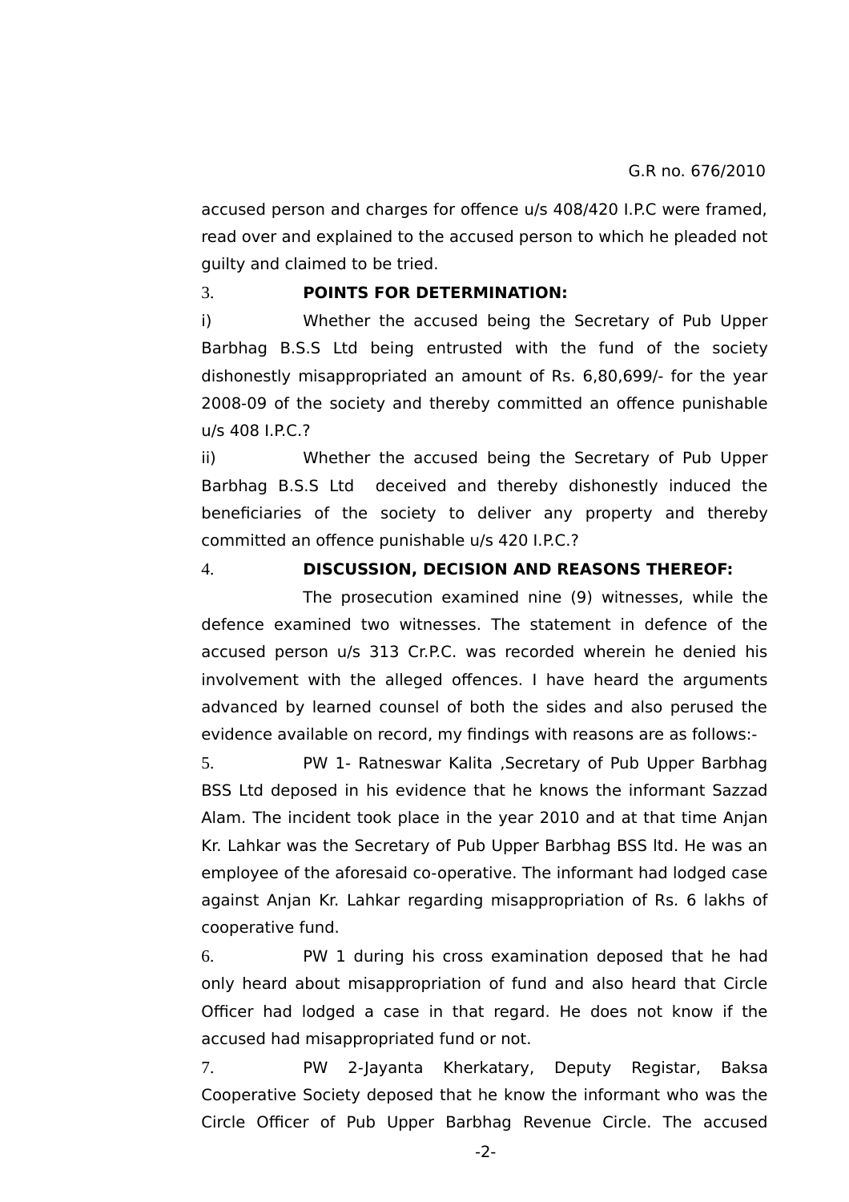accused person and charges for offence u/s 408/420 I.P.C were framed, read over and explained to the accused person to which he pleaded not guilty and claimed to be tried.

3. **POINTS FOR DETERMINATION:**

i) Whether the accused being the Secretary of Pub Upper Barbhag B.S.S Ltd being entrusted with the fund of the society dishonestly misappropriated an amount of Rs. 6,80,699/- for the year 2008-09 of the society and thereby committed an offence punishable u/s 408 I.P.C.?

ii) Whether the accused being the Secretary of Pub Upper Barbhag B.S.S Ltd deceived and thereby dishonestly induced the beneficiaries of the society to deliver any property and thereby committed an offence punishable u/s 420 I.P.C.?

4. **DISCUSSION, DECISION AND REASONS THEREOF:**

The prosecution examined nine (9) witnesses, while the defence examined two witnesses. The statement in defence of the accused person u/s 313 Cr.P.C. was recorded wherein he denied his involvement with the alleged offences. I have heard the arguments advanced by learned counsel of both the sides and also perused the evidence available on record, my findings with reasons are as follows:-

5. PW 1- Ratneswar Kalita ,Secretary of Pub Upper Barbhag BSS Ltd deposed in his evidence that he knows the informant Sazzad Alam. The incident took place in the year 2010 and at that time Anjan Kr. Lahkar was the Secretary of Pub Upper Barbhag BSS ltd. He was an employee of the aforesaid co-operative. The informant had lodged case against Anjan Kr. Lahkar regarding misappropriation of Rs. 6 lakhs of cooperative fund.

6. PW 1 during his cross examination deposed that he had only heard about misappropriation of fund and also heard that Circle Officer had lodged a case in that regard. He does not know if the accused had misappropriated fund or not.

7. PW 2-Jayanta Kherkatary, Deputy Registar, Baksa Cooperative Society deposed that he know the informant who was the Circle Officer of Pub Upper Barbhag Revenue Circle. The accused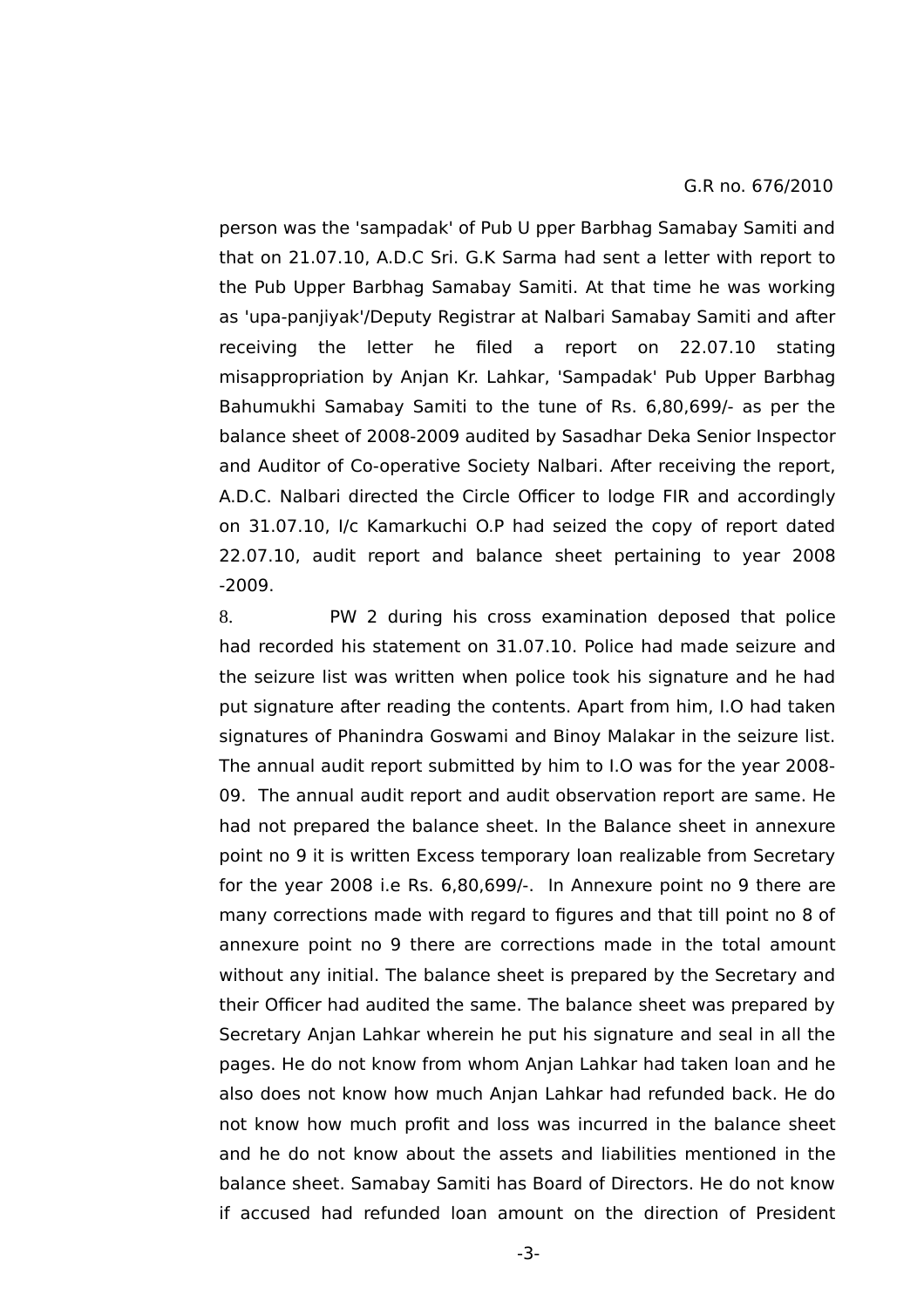person was the 'sampadak' of Pub U pper Barbhag Samabay Samiti and that on 21.07.10, A.D.C Sri. G.K Sarma had sent a letter with report to the Pub Upper Barbhag Samabay Samiti. At that time he was working as 'upa-panjiyak'/Deputy Registrar at Nalbari Samabay Samiti and after receiving the letter he filed a report on 22.07.10 stating misappropriation by Anjan Kr. Lahkar, 'Sampadak' Pub Upper Barbhag Bahumukhi Samabay Samiti to the tune of Rs. 6,80,699/- as per the balance sheet of 2008-2009 audited by Sasadhar Deka Senior Inspector and Auditor of Co-operative Society Nalbari. After receiving the report, A.D.C. Nalbari directed the Circle Officer to lodge FIR and accordingly on 31.07.10, I/c Kamarkuchi O.P had seized the copy of report dated 22.07.10, audit report and balance sheet pertaining to year 2008 -2009.

8. PW 2 during his cross examination deposed that police had recorded his statement on 31.07.10. Police had made seizure and the seizure list was written when police took his signature and he had put signature after reading the contents. Apart from him, I.O had taken signatures of Phanindra Goswami and Binoy Malakar in the seizure list. The annual audit report submitted by him to I.O was for the year 2008-09. The annual audit report and audit observation report are same. He had not prepared the balance sheet. In the Balance sheet in annexure point no 9 it is written Excess temporary loan realizable from Secretary for the year 2008 i.e Rs. 6,80,699/-. In Annexure point no 9 there are many corrections made with regard to figures and that till point no 8 of annexure point no 9 there are corrections made in the total amount without any initial. The balance sheet is prepared by the Secretary and their Officer had audited the same. The balance sheet was prepared by Secretary Anjan Lahkar wherein he put his signature and seal in all the pages. He do not know from whom Anjan Lahkar had taken loan and he also does not know how much Anjan Lahkar had refunded back. He do not know how much profit and loss was incurred in the balance sheet and he do not know about the assets and liabilities mentioned in the balance sheet. Samabay Samiti has Board of Directors. He do not know if accused had refunded loan amount on the direction of President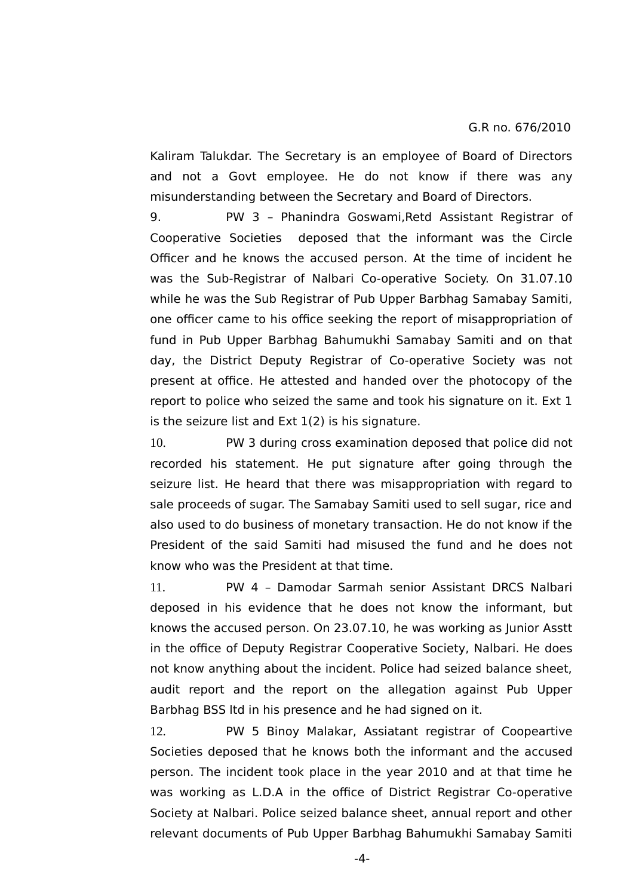Kaliram Talukdar. The Secretary is an employee of Board of Directors and not a Govt employee. He do not know if there was any misunderstanding between the Secretary and Board of Directors.

9. PW 3 – Phanindra Goswami,Retd Assistant Registrar of Cooperative Societies deposed that the informant was the Circle Officer and he knows the accused person. At the time of incident he was the Sub-Registrar of Nalbari Co-operative Society. On 31.07.10 while he was the Sub Registrar of Pub Upper Barbhag Samabay Samiti, one officer came to his office seeking the report of misappropriation of fund in Pub Upper Barbhag Bahumukhi Samabay Samiti and on that day, the District Deputy Registrar of Co-operative Society was not present at office. He attested and handed over the photocopy of the report to police who seized the same and took his signature on it. Ext 1 is the seizure list and Ext 1(2) is his signature.

10. PW 3 during cross examination deposed that police did not recorded his statement. He put signature after going through the seizure list. He heard that there was misappropriation with regard to sale proceeds of sugar. The Samabay Samiti used to sell sugar, rice and also used to do business of monetary transaction. He do not know if the President of the said Samiti had misused the fund and he does not know who was the President at that time.

11. PW 4 – Damodar Sarmah senior Assistant DRCS Nalbari deposed in his evidence that he does not know the informant, but knows the accused person. On 23.07.10, he was working as Junior Asstt in the office of Deputy Registrar Cooperative Society, Nalbari. He does not know anything about the incident. Police had seized balance sheet, audit report and the report on the allegation against Pub Upper Barbhag BSS ltd in his presence and he had signed on it.

12. PW 5 Binoy Malakar, Assiatant registrar of Coopeartive Societies deposed that he knows both the informant and the accused person. The incident took place in the year 2010 and at that time he was working as L.D.A in the office of District Registrar Co-operative Society at Nalbari. Police seized balance sheet, annual report and other relevant documents of Pub Upper Barbhag Bahumukhi Samabay Samiti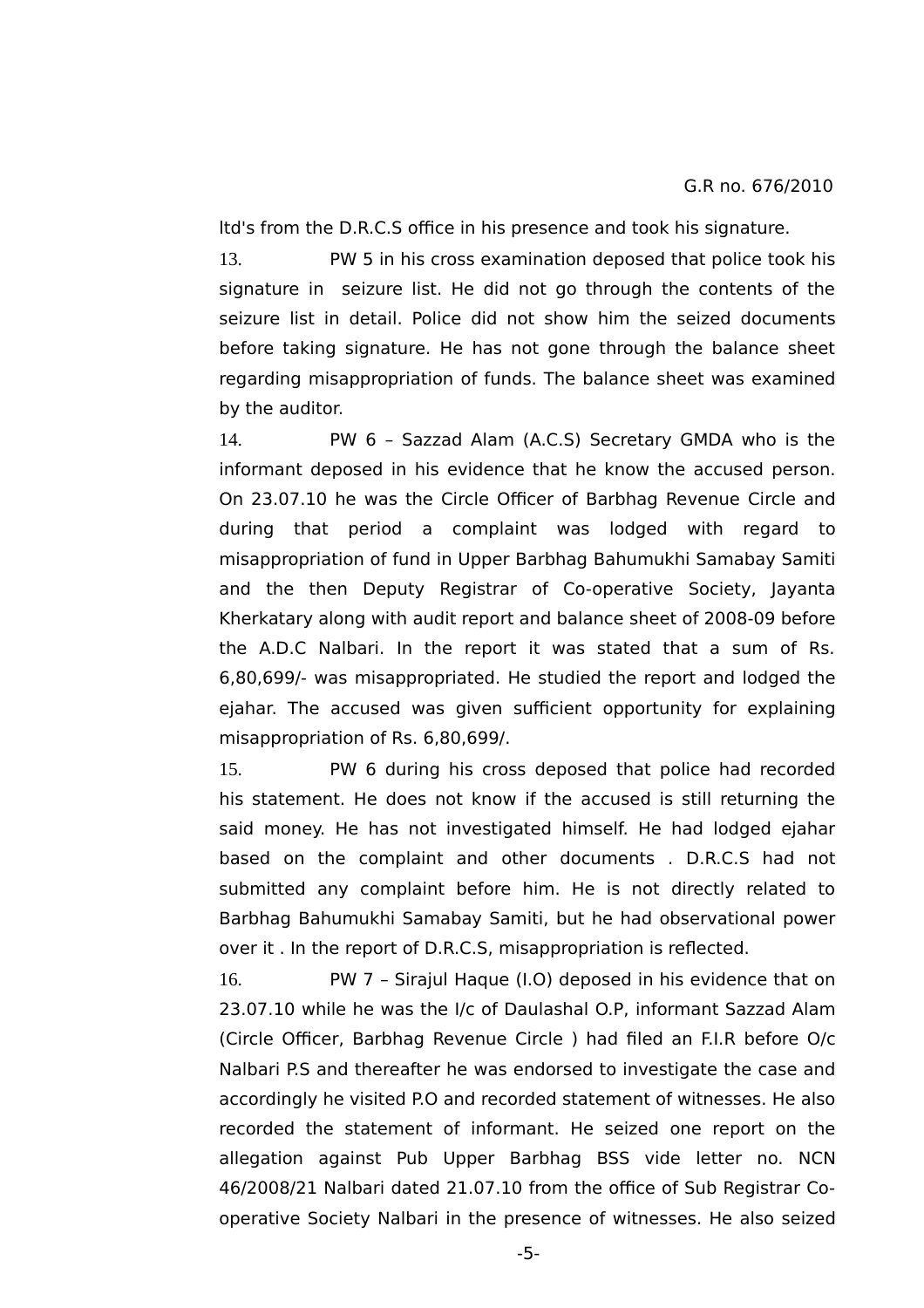ltd's from the D.R.C.S office in his presence and took his signature.

13. PW 5 in his cross examination deposed that police took his signature in seizure list. He did not go through the contents of the seizure list in detail. Police did not show him the seized documents before taking signature. He has not gone through the balance sheet regarding misappropriation of funds. The balance sheet was examined by the auditor.

14. PW 6 – Sazzad Alam (A.C.S) Secretary GMDA who is the informant deposed in his evidence that he know the accused person. On 23.07.10 he was the Circle Officer of Barbhag Revenue Circle and during that period a complaint was lodged with regard to misappropriation of fund in Upper Barbhag Bahumukhi Samabay Samiti and the then Deputy Registrar of Co-operative Society, Jayanta Kherkatary along with audit report and balance sheet of 2008-09 before the A.D.C Nalbari. In the report it was stated that a sum of Rs. 6,80,699/- was misappropriated. He studied the report and lodged the ejahar. The accused was given sufficient opportunity for explaining misappropriation of Rs. 6,80,699/.

15. PW 6 during his cross deposed that police had recorded his statement. He does not know if the accused is still returning the said money. He has not investigated himself. He had lodged ejahar based on the complaint and other documents . D.R.C.S had not submitted any complaint before him. He is not directly related to Barbhag Bahumukhi Samabay Samiti, but he had observational power over it . In the report of D.R.C.S, misappropriation is reflected.

16. PW 7 – Sirajul Haque (I.O) deposed in his evidence that on 23.07.10 while he was the I/c of Daulashal O.P, informant Sazzad Alam (Circle Officer, Barbhag Revenue Circle ) had filed an F.I.R before O/c Nalbari P.S and thereafter he was endorsed to investigate the case and accordingly he visited P.O and recorded statement of witnesses. He also recorded the statement of informant. He seized one report on the allegation against Pub Upper Barbhag BSS vide letter no. NCN 46/2008/21 Nalbari dated 21.07.10 from the office of Sub Registrar Co-operative Society Nalbari in the presence of witnesses. He also seized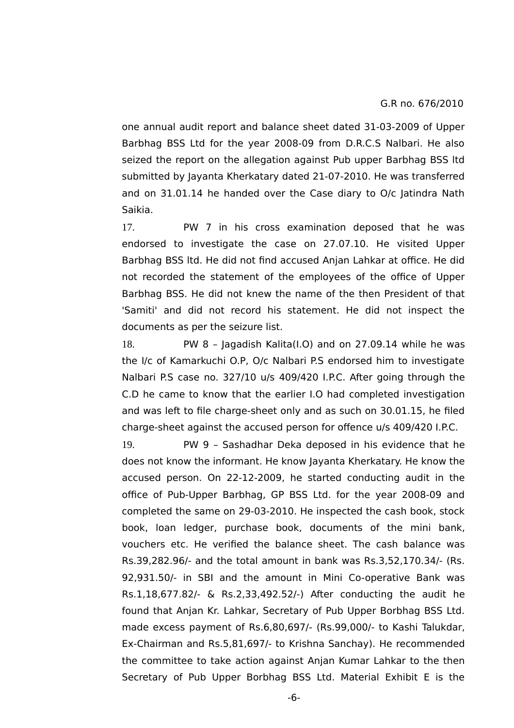one annual audit report and balance sheet dated 31-03-2009 of Upper Barbhag BSS Ltd for the year 2008-09 from D.R.C.S Nalbari. He also seized the report on the allegation against Pub upper Barbhag BSS ltd submitted by Jayanta Kherkatary dated 21-07-2010. He was transferred and on 31.01.14 he handed over the Case diary to O/c Jatindra Nath Saikia.

17. PW 7 in his cross examination deposed that he was endorsed to investigate the case on 27.07.10. He visited Upper Barbhag BSS ltd. He did not find accused Anjan Lahkar at office. He did not recorded the statement of the employees of the office of Upper Barbhag BSS. He did not knew the name of the then President of that 'Samiti' and did not record his statement. He did not inspect the documents as per the seizure list.

18. PW 8 – Jagadish Kalita(I.O) and on 27.09.14 while he was the I/c of Kamarkuchi O.P, O/c Nalbari P.S endorsed him to investigate Nalbari P.S case no. 327/10 u/s 409/420 I.P.C. After going through the C.D he came to know that the earlier I.O had completed investigation and was left to file charge-sheet only and as such on 30.01.15, he filed charge-sheet against the accused person for offence u/s 409/420 I.P.C.

19. PW 9 – Sashadhar Deka deposed in his evidence that he does not know the informant. He know Jayanta Kherkatary. He know the accused person. On 22-12-2009, he started conducting audit in the office of Pub-Upper Barbhag, GP BSS Ltd. for the year 2008-09 and completed the same on 29-03-2010. He inspected the cash book, stock book, loan ledger, purchase book, documents of the mini bank, vouchers etc. He verified the balance sheet. The cash balance was Rs.39,282.96/- and the total amount in bank was Rs.3,52,170.34/- (Rs. 92,931.50/- in SBI and the amount in Mini Co-operative Bank was Rs.1,18,677.82/- & Rs.2,33,492.52/-) After conducting the audit he found that Anjan Kr. Lahkar, Secretary of Pub Upper Borbhag BSS Ltd. made excess payment of Rs.6,80,697/- (Rs.99,000/- to Kashi Talukdar, Ex-Chairman and Rs.5,81,697/- to Krishna Sanchay). He recommended the committee to take action against Anjan Kumar Lahkar to the then Secretary of Pub Upper Borbhag BSS Ltd. Material Exhibit E is the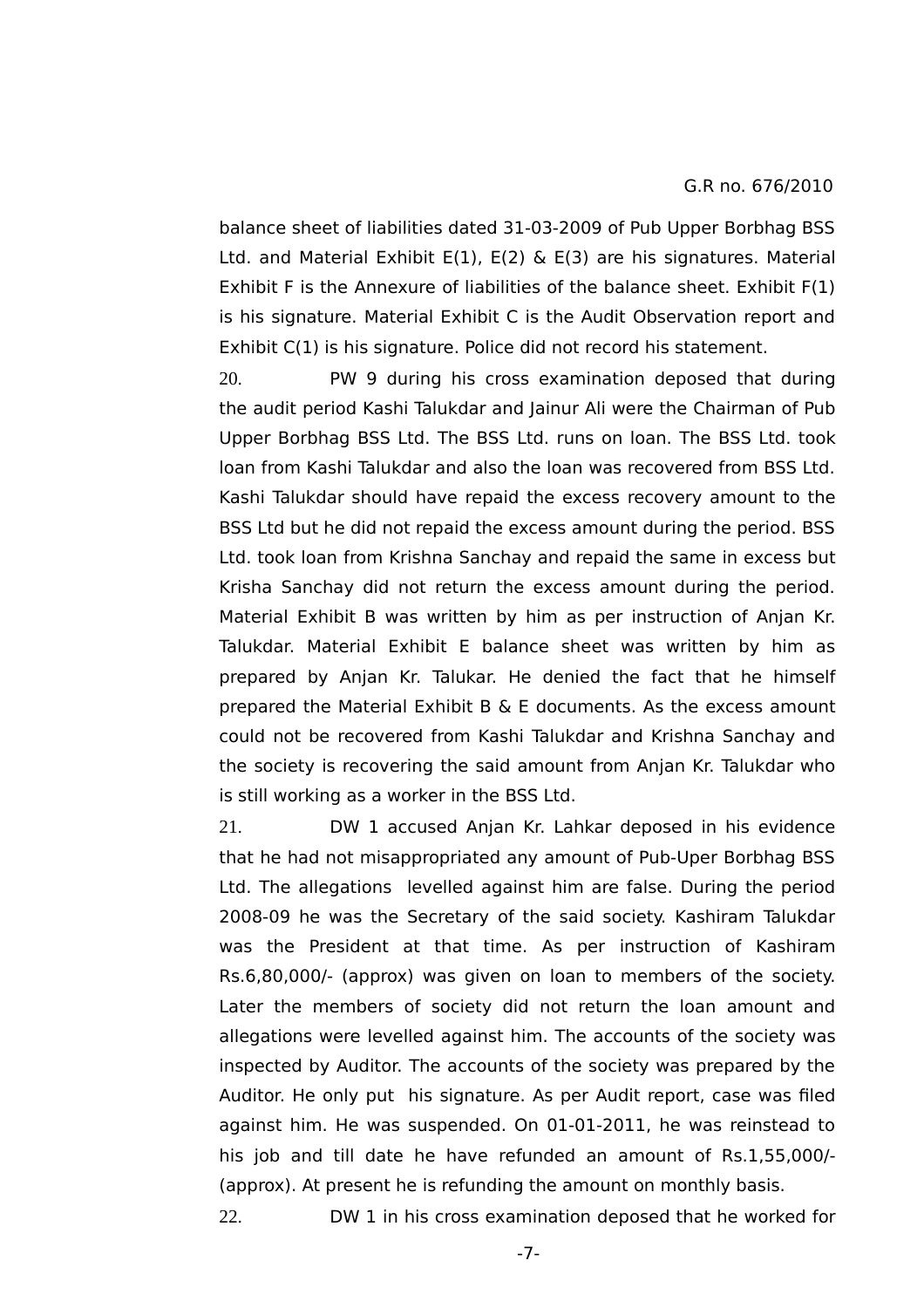balance sheet of liabilities dated 31-03-2009 of Pub Upper Borbhag BSS Ltd. and Material Exhibit E(1), E(2) & E(3) are his signatures. Material Exhibit F is the Annexure of liabilities of the balance sheet. Exhibit F(1) is his signature. Material Exhibit C is the Audit Observation report and Exhibit C(1) is his signature. Police did not record his statement.

20. PW 9 during his cross examination deposed that during the audit period Kashi Talukdar and Jainur Ali were the Chairman of Pub Upper Borbhag BSS Ltd. The BSS Ltd. runs on loan. The BSS Ltd. took loan from Kashi Talukdar and also the loan was recovered from BSS Ltd. Kashi Talukdar should have repaid the excess recovery amount to the BSS Ltd but he did not repaid the excess amount during the period. BSS Ltd. took loan from Krishna Sanchay and repaid the same in excess but Krisha Sanchay did not return the excess amount during the period. Material Exhibit B was written by him as per instruction of Anjan Kr. Talukdar. Material Exhibit E balance sheet was written by him as prepared by Anjan Kr. Talukar. He denied the fact that he himself prepared the Material Exhibit B & E documents. As the excess amount could not be recovered from Kashi Talukdar and Krishna Sanchay and the society is recovering the said amount from Anjan Kr. Talukdar who is still working as a worker in the BSS Ltd.

21. DW 1 accused Anjan Kr. Lahkar deposed in his evidence that he had not misappropriated any amount of Pub-Uper Borbhag BSS Ltd. The allegations levelled against him are false. During the period 2008-09 he was the Secretary of the said society. Kashiram Talukdar was the President at that time. As per instruction of Kashiram Rs.6,80,000/- (approx) was given on loan to members of the society. Later the members of society did not return the loan amount and allegations were levelled against him. The accounts of the society was inspected by Auditor. The accounts of the society was prepared by the Auditor. He only put his signature. As per Audit report, case was filed against him. He was suspended. On 01-01-2011, he was reinstead to his job and till date he have refunded an amount of Rs.1,55,000/- (approx). At present he is refunding the amount on monthly basis.

22. DW 1 in his cross examination deposed that he worked for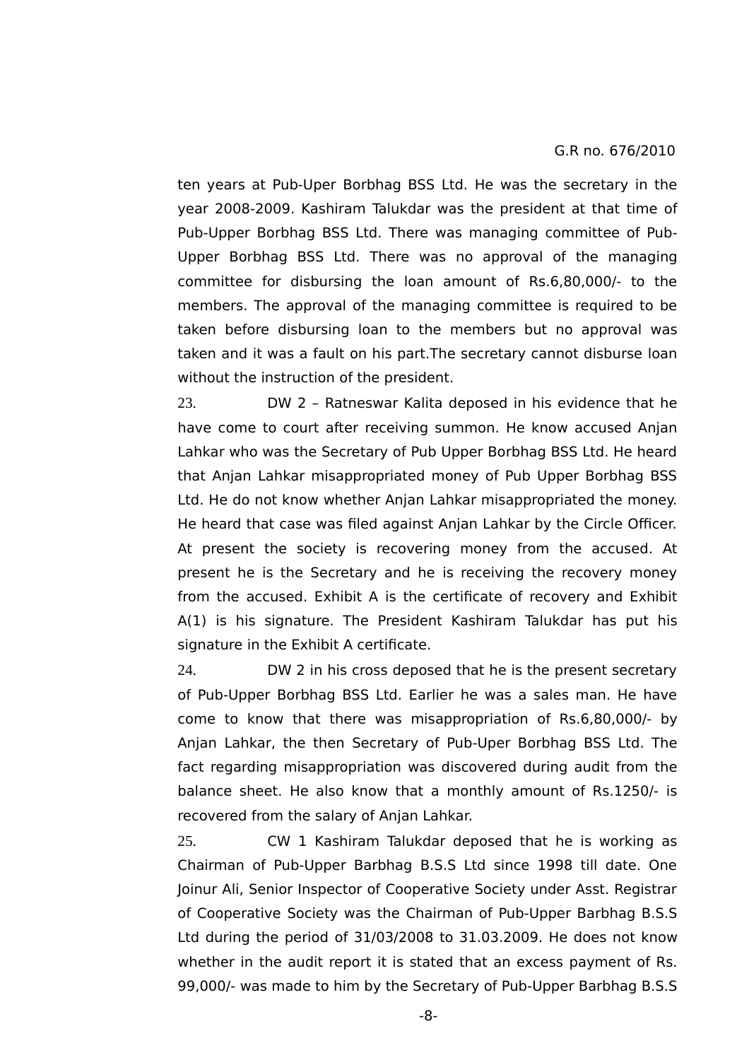ten years at Pub-Uper Borbhag BSS Ltd. He was the secretary in the year 2008-2009. Kashiram Talukdar was the president at that time of Pub-Upper Borbhag BSS Ltd. There was managing committee of Pub-Upper Borbhag BSS Ltd. There was no approval of the managing committee for disbursing the loan amount of Rs.6,80,000/- to the members. The approval of the managing committee is required to be taken before disbursing loan to the members but no approval was taken and it was a fault on his part.The secretary cannot disburse loan without the instruction of the president.

23. DW 2 – Ratneswar Kalita deposed in his evidence that he have come to court after receiving summon. He know accused Anjan Lahkar who was the Secretary of Pub Upper Borbhag BSS Ltd. He heard that Anjan Lahkar misappropriated money of Pub Upper Borbhag BSS Ltd. He do not know whether Anjan Lahkar misappropriated the money. He heard that case was filed against Anjan Lahkar by the Circle Officer. At present the society is recovering money from the accused. At present he is the Secretary and he is receiving the recovery money from the accused. Exhibit A is the certificate of recovery and Exhibit A(1) is his signature. The President Kashiram Talukdar has put his signature in the Exhibit A certificate.

24. DW 2 in his cross deposed that he is the present secretary of Pub-Upper Borbhag BSS Ltd. Earlier he was a sales man. He have come to know that there was misappropriation of Rs.6,80,000/- by Anjan Lahkar, the then Secretary of Pub-Uper Borbhag BSS Ltd. The fact regarding misappropriation was discovered during audit from the balance sheet. He also know that a monthly amount of Rs.1250/- is recovered from the salary of Anjan Lahkar.

25. CW 1 Kashiram Talukdar deposed that he is working as Chairman of Pub-Upper Barbhag B.S.S Ltd since 1998 till date. One Joinur Ali, Senior Inspector of Cooperative Society under Asst. Registrar of Cooperative Society was the Chairman of Pub-Upper Barbhag B.S.S Ltd during the period of 31/03/2008 to 31.03.2009. He does not know whether in the audit report it is stated that an excess payment of Rs. 99,000/- was made to him by the Secretary of Pub-Upper Barbhag B.S.S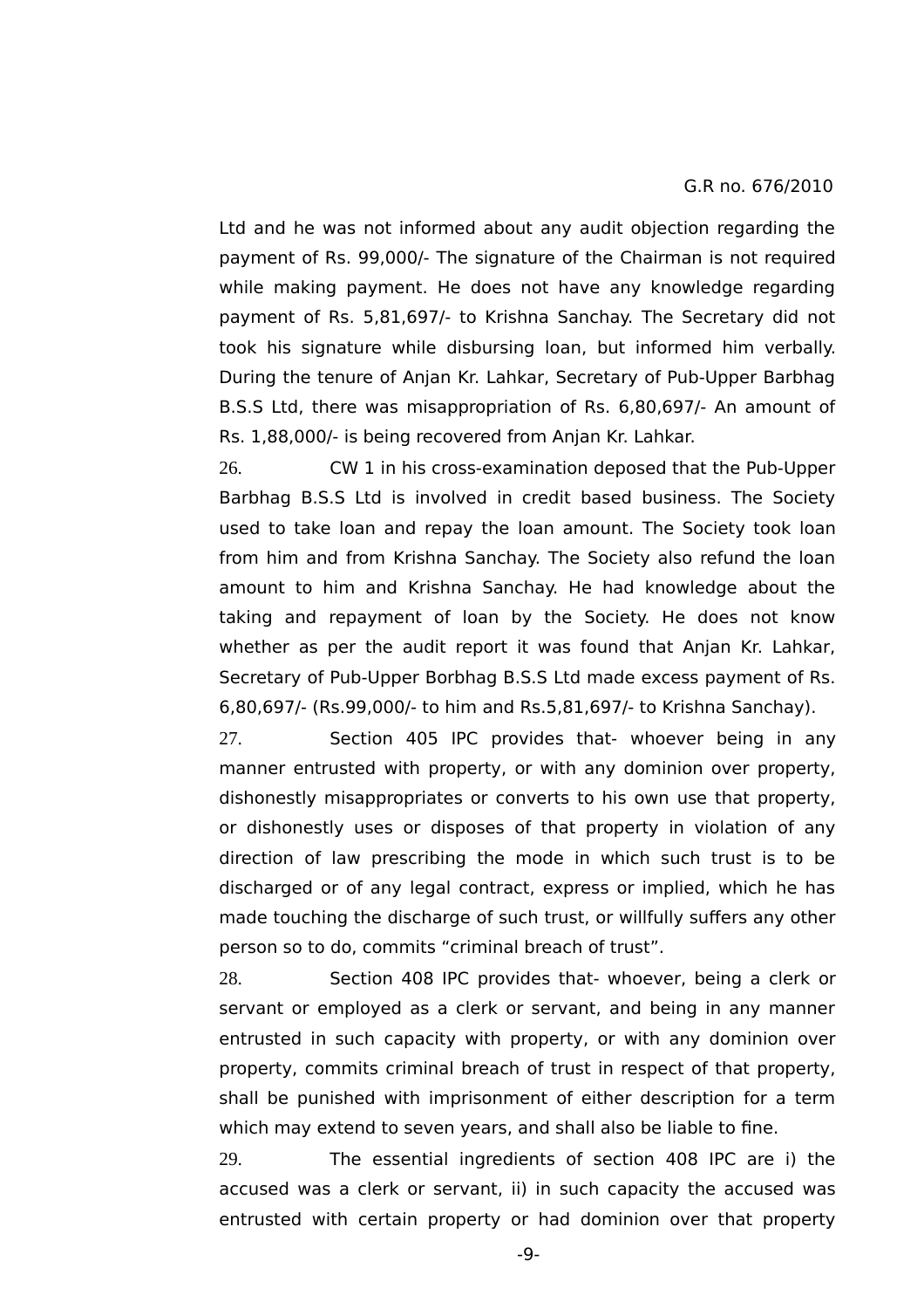Ltd and he was not informed about any audit objection regarding the payment of Rs. 99,000/- The signature of the Chairman is not required while making payment. He does not have any knowledge regarding payment of Rs. 5,81,697/- to Krishna Sanchay. The Secretary did not took his signature while disbursing loan, but informed him verbally. During the tenure of Anjan Kr. Lahkar, Secretary of Pub-Upper Barbhag B.S.S Ltd, there was misappropriation of Rs. 6,80,697/- An amount of Rs. 1,88,000/- is being recovered from Anjan Kr. Lahkar.

26. CW 1 in his cross-examination deposed that the Pub-Upper Barbhag B.S.S Ltd is involved in credit based business. The Society used to take loan and repay the loan amount. The Society took loan from him and from Krishna Sanchay. The Society also refund the loan amount to him and Krishna Sanchay. He had knowledge about the taking and repayment of loan by the Society. He does not know whether as per the audit report it was found that Anjan Kr. Lahkar, Secretary of Pub-Upper Borbhag B.S.S Ltd made excess payment of Rs. 6,80,697/- (Rs.99,000/- to him and Rs.5,81,697/- to Krishna Sanchay).

27. Section 405 IPC provides that- whoever being in any manner entrusted with property, or with any dominion over property, dishonestly misappropriates or converts to his own use that property, or dishonestly uses or disposes of that property in violation of any direction of law prescribing the mode in which such trust is to be discharged or of any legal contract, express or implied, which he has made touching the discharge of such trust, or willfully suffers any other person so to do, commits "criminal breach of trust".

28. Section 408 IPC provides that- whoever, being a clerk or servant or employed as a clerk or servant, and being in any manner entrusted in such capacity with property, or with any dominion over property, commits criminal breach of trust in respect of that property, shall be punished with imprisonment of either description for a term which may extend to seven years, and shall also be liable to fine.

29. The essential ingredients of section 408 IPC are i) the accused was a clerk or servant, ii) in such capacity the accused was entrusted with certain property or had dominion over that property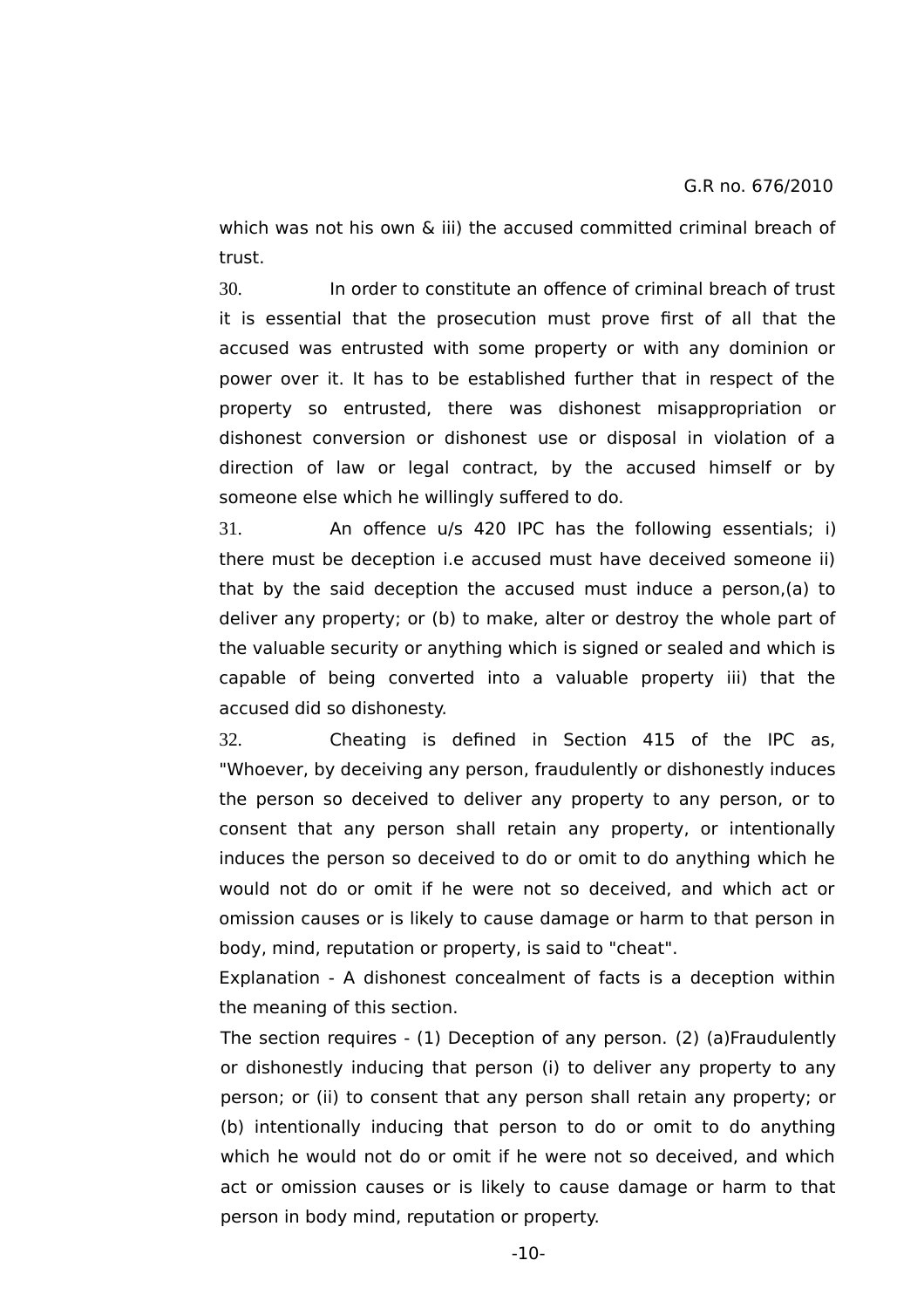which was not his own & iii) the accused committed criminal breach of trust.

30. In order to constitute an offence of criminal breach of trust it is essential that the prosecution must prove first of all that the accused was entrusted with some property or with any dominion or power over it. It has to be established further that in respect of the property so entrusted, there was dishonest misappropriation or dishonest conversion or dishonest use or disposal in violation of a direction of law or legal contract, by the accused himself or by someone else which he willingly suffered to do.

31. An offence u/s 420 IPC has the following essentials; i) there must be deception i.e accused must have deceived someone ii) that by the said deception the accused must induce a person,(a) to deliver any property; or (b) to make, alter or destroy the whole part of the valuable security or anything which is signed or sealed and which is capable of being converted into a valuable property iii) that the accused did so dishonesty.

32. Cheating is defined in Section 415 of the IPC as, "Whoever, by deceiving any person, fraudulently or dishonestly induces the person so deceived to deliver any property to any person, or to consent that any person shall retain any property, or intentionally induces the person so deceived to do or omit to do anything which he would not do or omit if he were not so deceived, and which act or omission causes or is likely to cause damage or harm to that person in body, mind, reputation or property, is said to "cheat".

Explanation - A dishonest concealment of facts is a deception within the meaning of this section.

The section requires - (1) Deception of any person. (2) (a)Fraudulently or dishonestly inducing that person (i) to deliver any property to any person; or (ii) to consent that any person shall retain any property; or (b) intentionally inducing that person to do or omit to do anything which he would not do or omit if he were not so deceived, and which act or omission causes or is likely to cause damage or harm to that person in body mind, reputation or property.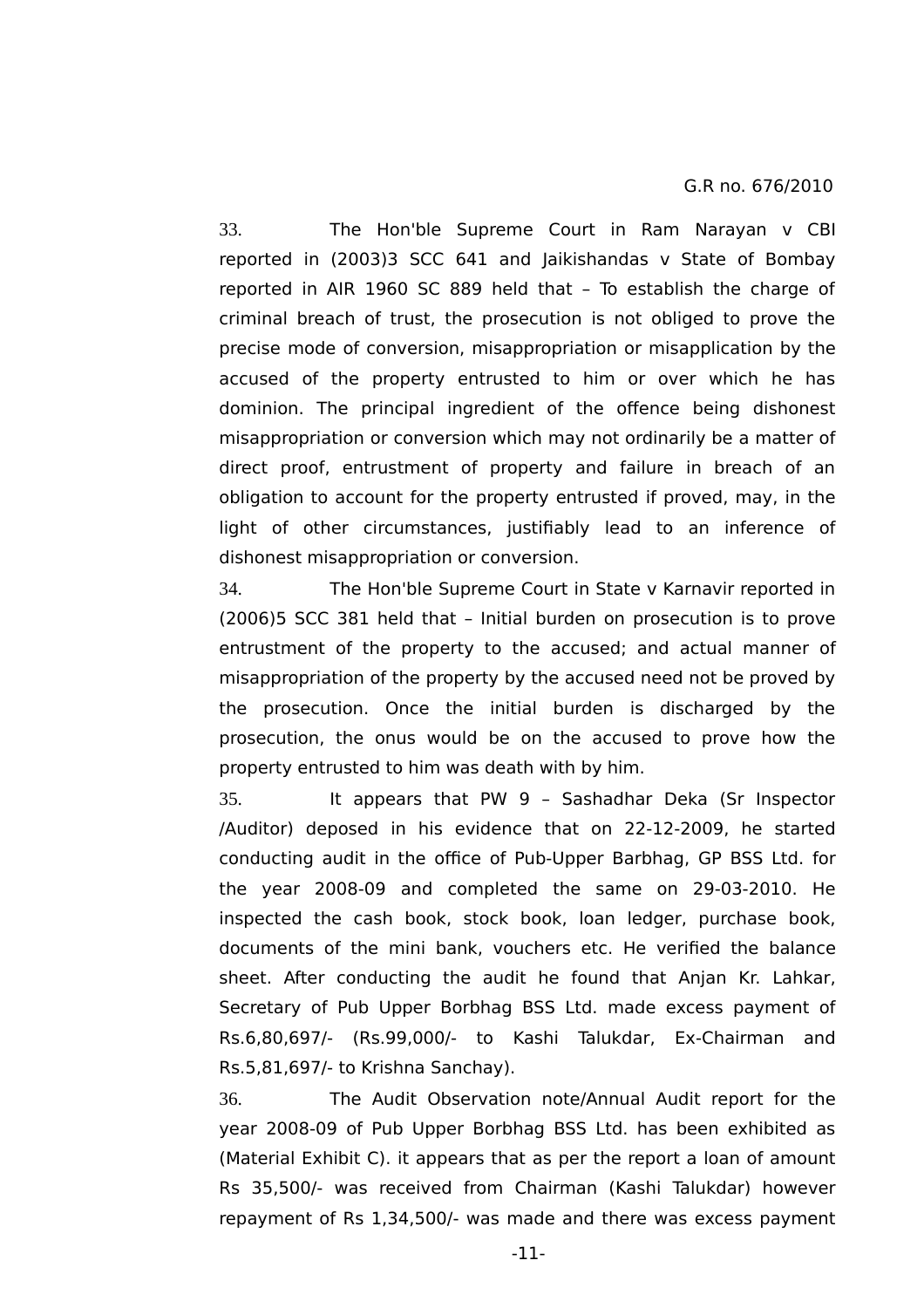33. The Hon'ble Supreme Court in Ram Narayan v CBI reported in (2003)3 SCC 641 and Jaikishandas v State of Bombay reported in AIR 1960 SC 889 held that – To establish the charge of criminal breach of trust, the prosecution is not obliged to prove the precise mode of conversion, misappropriation or misapplication by the accused of the property entrusted to him or over which he has dominion. The principal ingredient of the offence being dishonest misappropriation or conversion which may not ordinarily be a matter of direct proof, entrustment of property and failure in breach of an obligation to account for the property entrusted if proved, may, in the light of other circumstances, justifiably lead to an inference of dishonest misappropriation or conversion.

34. The Hon'ble Supreme Court in State v Karnavir reported in (2006)5 SCC 381 held that – Initial burden on prosecution is to prove entrustment of the property to the accused; and actual manner of misappropriation of the property by the accused need not be proved by the prosecution. Once the initial burden is discharged by the prosecution, the onus would be on the accused to prove how the property entrusted to him was death with by him.

35. It appears that PW 9 – Sashadhar Deka (Sr Inspector /Auditor) deposed in his evidence that on 22-12-2009, he started conducting audit in the office of Pub-Upper Barbhag, GP BSS Ltd. for the year 2008-09 and completed the same on 29-03-2010. He inspected the cash book, stock book, loan ledger, purchase book, documents of the mini bank, vouchers etc. He verified the balance sheet. After conducting the audit he found that Anjan Kr. Lahkar, Secretary of Pub Upper Borbhag BSS Ltd. made excess payment of Rs.6,80,697/- (Rs.99,000/- to Kashi Talukdar, Ex-Chairman and Rs.5,81,697/- to Krishna Sanchay).

36. The Audit Observation note/Annual Audit report for the year 2008-09 of Pub Upper Borbhag BSS Ltd. has been exhibited as (Material Exhibit C). it appears that as per the report a loan of amount Rs 35,500/- was received from Chairman (Kashi Talukdar) however repayment of Rs 1,34,500/- was made and there was excess payment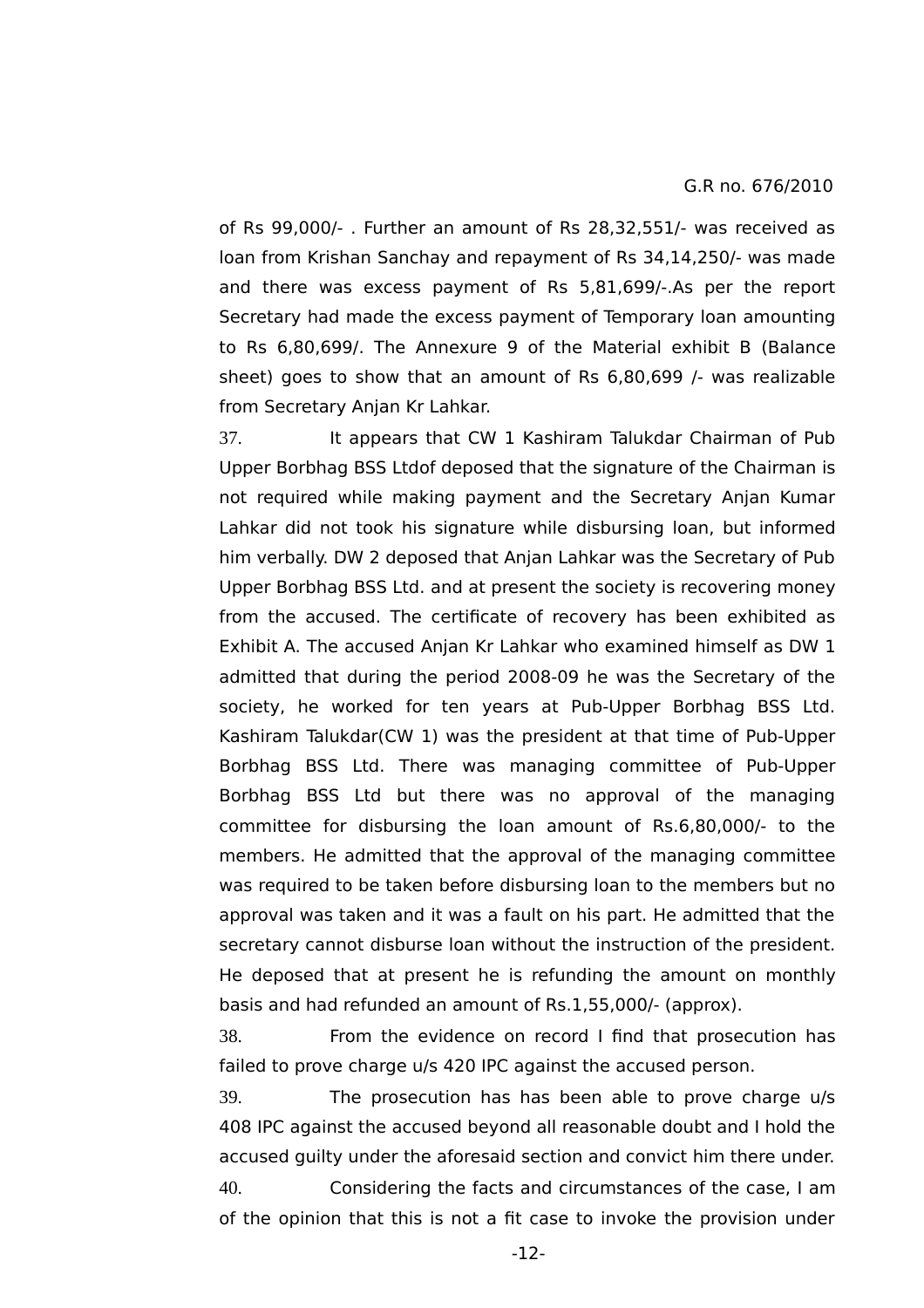of Rs 99,000/- . Further an amount of Rs 28,32,551/- was received as loan from Krishan Sanchay and repayment of Rs 34,14,250/- was made and there was excess payment of Rs 5,81,699/-.As per the report Secretary had made the excess payment of Temporary loan amounting to Rs 6,80,699/. The Annexure 9 of the Material exhibit B (Balance sheet) goes to show that an amount of Rs 6,80,699 /- was realizable from Secretary Anjan Kr Lahkar.

37. It appears that CW 1 Kashiram Talukdar Chairman of Pub Upper Borbhag BSS Ltdof deposed that the signature of the Chairman is not required while making payment and the Secretary Anjan Kumar Lahkar did not took his signature while disbursing loan, but informed him verbally. DW 2 deposed that Anjan Lahkar was the Secretary of Pub Upper Borbhag BSS Ltd. and at present the society is recovering money from the accused. The certificate of recovery has been exhibited as Exhibit A. The accused Anjan Kr Lahkar who examined himself as DW 1 admitted that during the period 2008-09 he was the Secretary of the society, he worked for ten years at Pub-Upper Borbhag BSS Ltd. Kashiram Talukdar(CW 1) was the president at that time of Pub-Upper Borbhag BSS Ltd. There was managing committee of Pub-Upper Borbhag BSS Ltd but there was no approval of the managing committee for disbursing the loan amount of Rs.6,80,000/- to the members. He admitted that the approval of the managing committee was required to be taken before disbursing loan to the members but no approval was taken and it was a fault on his part. He admitted that the secretary cannot disburse loan without the instruction of the president. He deposed that at present he is refunding the amount on monthly basis and had refunded an amount of Rs.1,55,000/- (approx).

38. From the evidence on record I find that prosecution has failed to prove charge u/s 420 IPC against the accused person.

39. The prosecution has has been able to prove charge u/s 408 IPC against the accused beyond all reasonable doubt and I hold the accused guilty under the aforesaid section and convict him there under.

40. Considering the facts and circumstances of the case, I am of the opinion that this is not a fit case to invoke the provision under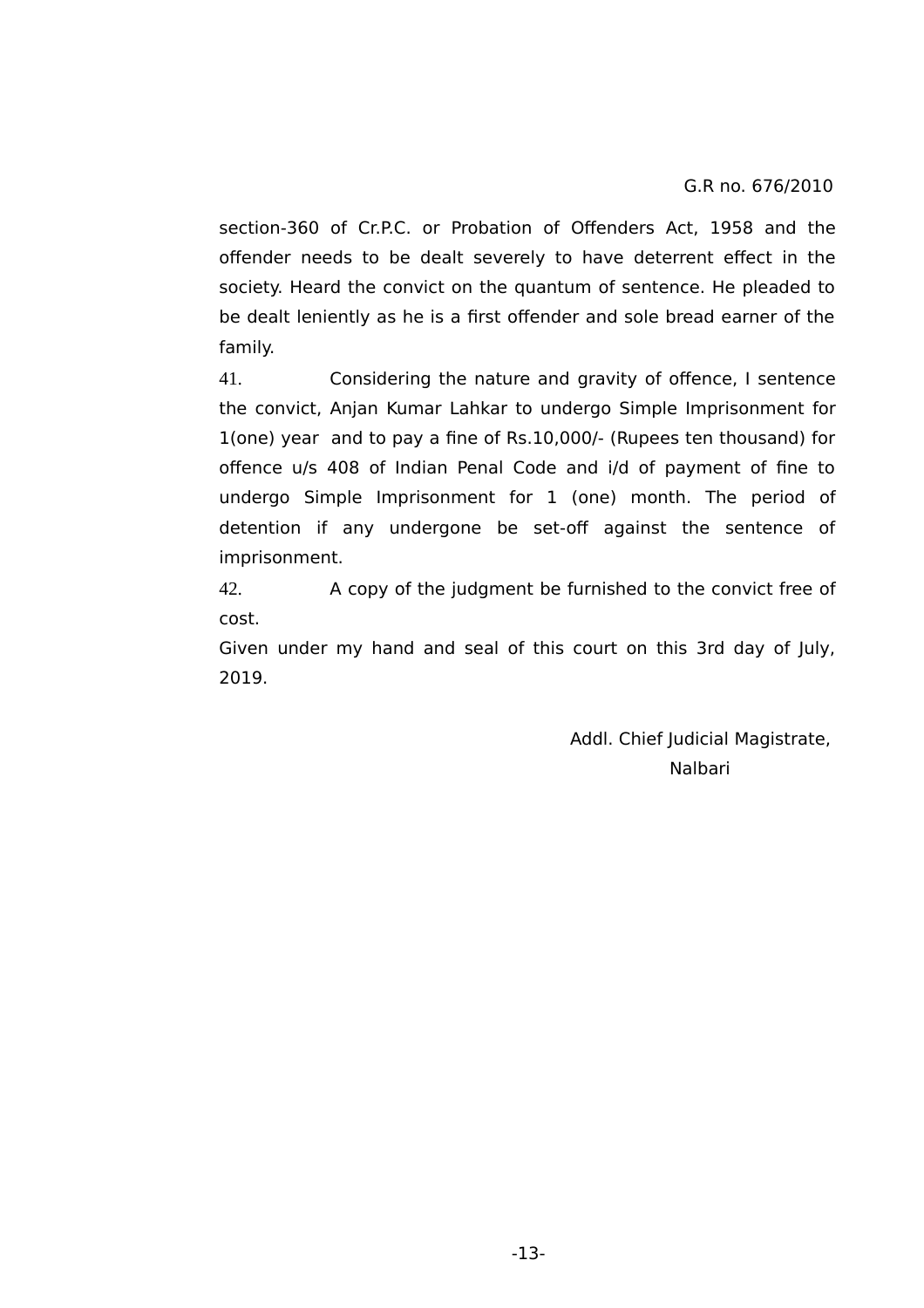section-360 of Cr.P.C. or Probation of Offenders Act, 1958 and the offender needs to be dealt severely to have deterrent effect in the society. Heard the convict on the quantum of sentence. He pleaded to be dealt leniently as he is a first offender and sole bread earner of the family.

41. Considering the nature and gravity of offence, I sentence the convict, Anjan Kumar Lahkar to undergo Simple Imprisonment for 1(one) year and to pay a fine of Rs.10,000/- (Rupees ten thousand) for offence u/s 408 of Indian Penal Code and i/d of payment of fine to undergo Simple Imprisonment for 1 (one) month. The period of detention if any undergone be set-off against the sentence of imprisonment.

42. A copy of the judgment be furnished to the convict free of cost.

Given under my hand and seal of this court on this 3rd day of July, 2019.

Addl. Chief Judicial Magistrate,
Nalbari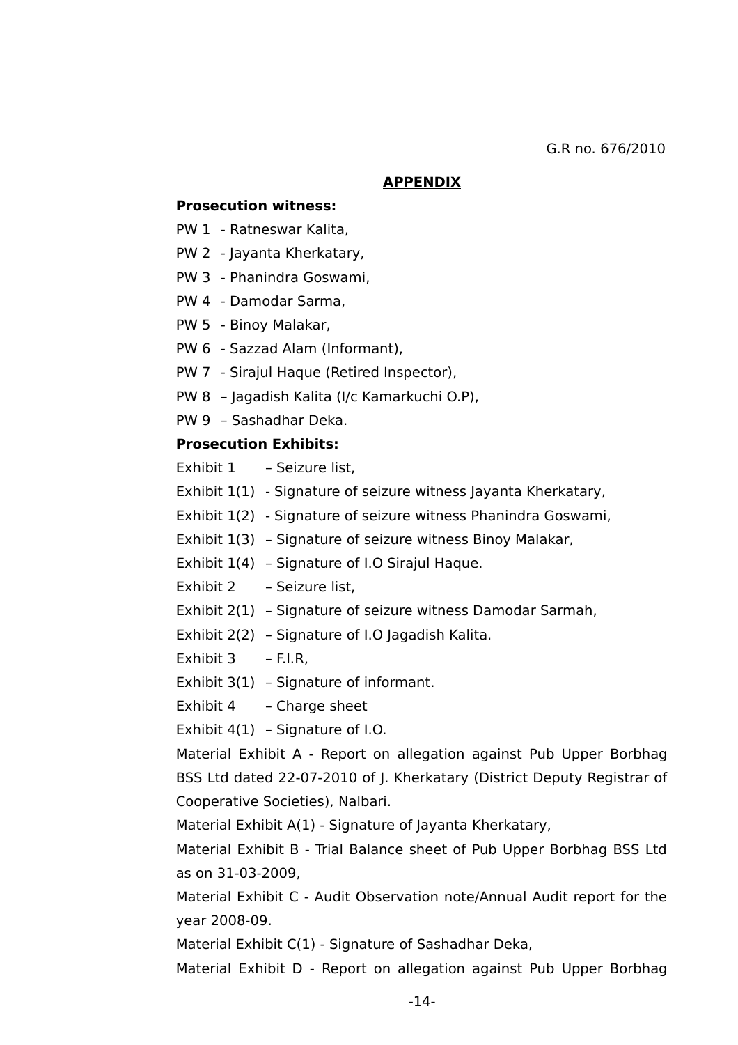G.R no. 676/2010

## APPENDIX

**Prosecution witness:**

PW 1 - Ratneswar Kalita,

PW 2 - Jayanta Kherkatary,

PW 3 - Phanindra Goswami,

PW 4 - Damodar Sarma,

PW 5 - Binoy Malakar,

PW 6 - Sazzad Alam (Informant),

PW 7 - Sirajul Haque (Retired Inspector),

PW 8 – Jagadish Kalita (I/c Kamarkuchi O.P),

PW 9 – Sashadhar Deka.

**Prosecution Exhibits:**

Exhibit 1 – Seizure list,

Exhibit 1(1) - Signature of seizure witness Jayanta Kherkatary,

Exhibit 1(2) - Signature of seizure witness Phanindra Goswami,

Exhibit 1(3) – Signature of seizure witness Binoy Malakar,

Exhibit 1(4) – Signature of I.O Sirajul Haque.

Exhibit 2 – Seizure list,

Exhibit 2(1) – Signature of seizure witness Damodar Sarmah,

Exhibit 2(2) – Signature of I.O Jagadish Kalita.

Exhibit 3 – F.I.R,

Exhibit 3(1) – Signature of informant.

Exhibit 4 – Charge sheet

Exhibit 4(1) – Signature of I.O.

Material Exhibit A - Report on allegation against Pub Upper Borbhag BSS Ltd dated 22-07-2010 of J. Kherkatary (District Deputy Registrar of Cooperative Societies), Nalbari.

Material Exhibit A(1) - Signature of Jayanta Kherkatary,

Material Exhibit B - Trial Balance sheet of Pub Upper Borbhag BSS Ltd as on 31-03-2009,

Material Exhibit C - Audit Observation note/Annual Audit report for the year 2008-09.

Material Exhibit C(1) - Signature of Sashadhar Deka,

Material Exhibit D - Report on allegation against Pub Upper Borbhag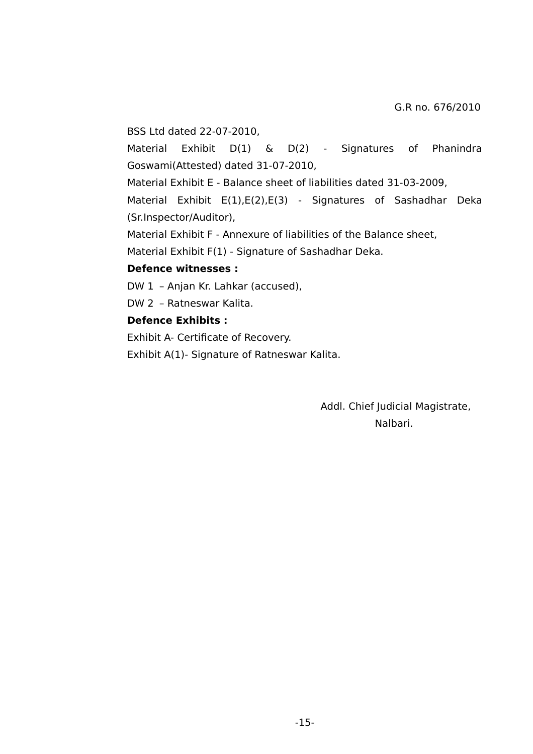G.R no. 676/2010

BSS Ltd dated 22-07-2010,

Material Exhibit D(1) & D(2) - Signatures of Phanindra Goswami(Attested) dated 31-07-2010,

Material Exhibit E - Balance sheet of liabilities dated 31-03-2009,

Material Exhibit E(1),E(2),E(3) - Signatures of Sashadhar Deka (Sr.Inspector/Auditor),

Material Exhibit F - Annexure of liabilities of the Balance sheet,

Material Exhibit F(1) - Signature of Sashadhar Deka.

**Defence witnesses :**

DW 1 – Anjan Kr. Lahkar (accused),

DW 2 – Ratneswar Kalita.

**Defence Exhibits :**

Exhibit A- Certificate of Recovery.

Exhibit A(1)- Signature of Ratneswar Kalita.

Addl. Chief Judicial Magistrate,
Nalbari.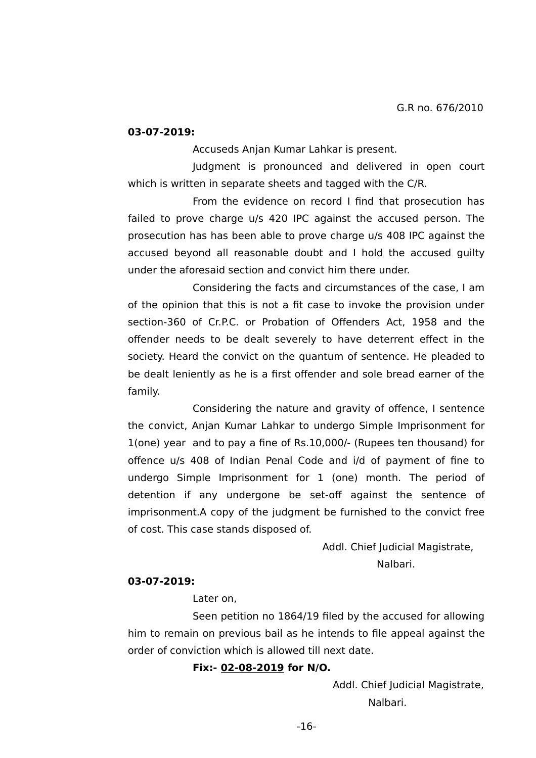G.R no. 676/2010

**03-07-2019:**

Accuseds Anjan Kumar Lahkar is present.

Judgment is pronounced and delivered in open court which is written in separate sheets and tagged with the C/R.

From the evidence on record I find that prosecution has failed to prove charge u/s 420 IPC against the accused person. The prosecution has has been able to prove charge u/s 408 IPC against the accused beyond all reasonable doubt and I hold the accused guilty under the aforesaid section and convict him there under.

Considering the facts and circumstances of the case, I am of the opinion that this is not a fit case to invoke the provision under section-360 of Cr.P.C. or Probation of Offenders Act, 1958 and the offender needs to be dealt severely to have deterrent effect in the society. Heard the convict on the quantum of sentence. He pleaded to be dealt leniently as he is a first offender and sole bread earner of the family.

Considering the nature and gravity of offence, I sentence the convict, Anjan Kumar Lahkar to undergo Simple Imprisonment for 1(one) year and to pay a fine of Rs.10,000/- (Rupees ten thousand) for offence u/s 408 of Indian Penal Code and i/d of payment of fine to undergo Simple Imprisonment for 1 (one) month. The period of detention if any undergone be set-off against the sentence of imprisonment.A copy of the judgment be furnished to the convict free of cost. This case stands disposed of.

Addl. Chief Judicial Magistrate,
Nalbari.

**03-07-2019:**

Later on,

Seen petition no 1864/19 filed by the accused for allowing him to remain on previous bail as he intends to file appeal against the order of conviction which is allowed till next date.

**Fix:- <u>02-08-2019</u> for N/O.**

Addl. Chief Judicial Magistrate,
Nalbari.